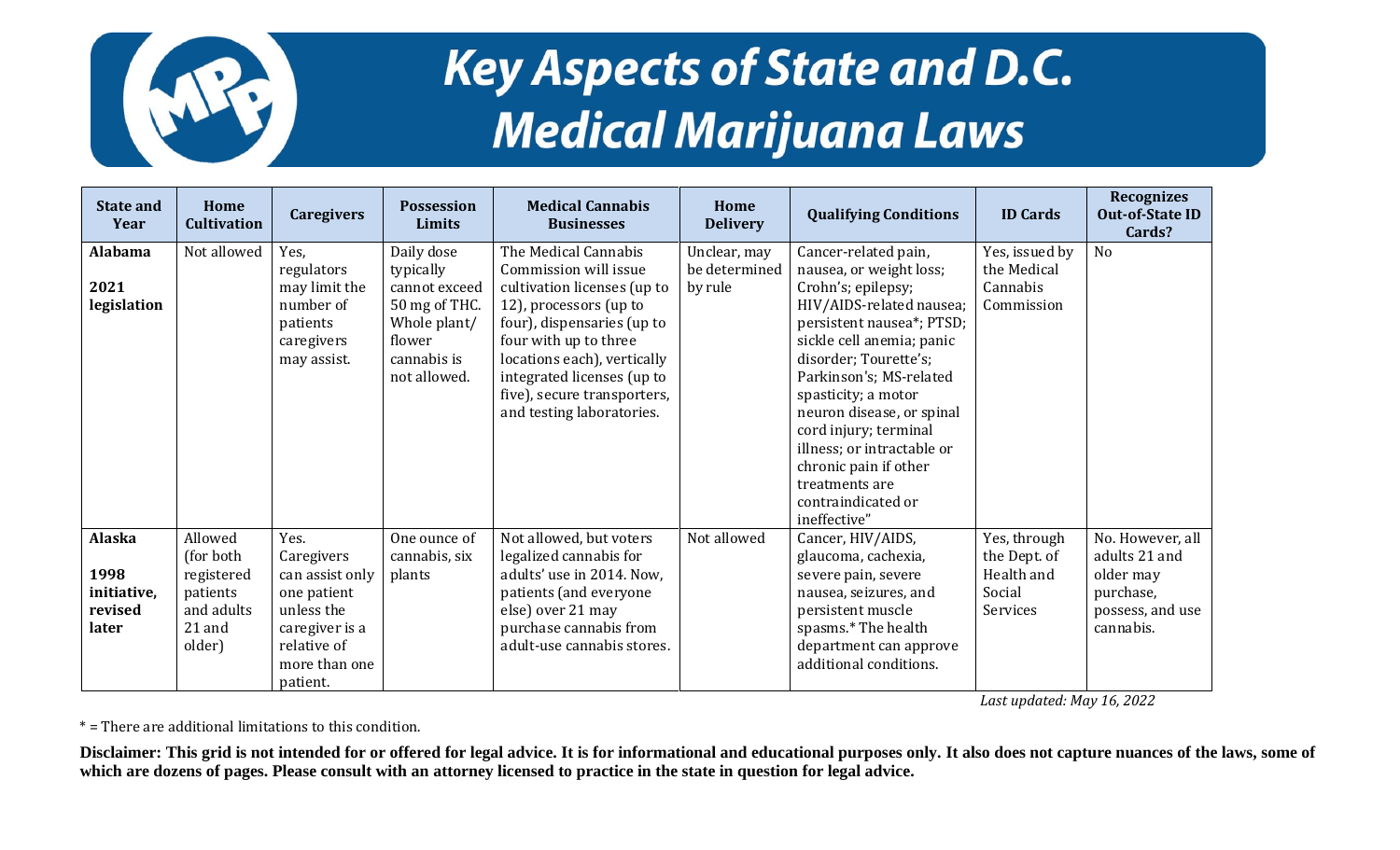# Key Aspects of State and D.C. Medical Marijuana Laws

| State and Year | Home Cultivation | Caregivers | Possession Limits | Medical Cannabis Businesses | Home Delivery | Qualifying Conditions | ID Cards | Recognizes Out-of-State ID Cards? |
|---|---|---|---|---|---|---|---|---|
| **Alabama** <br><br> **2021 legislation** | Not allowed | Yes, regulators may limit the number of patients caregivers may assist. | Daily dose typically cannot exceed 50 mg of THC. Whole plant/ flower cannabis is not allowed. | The Medical Cannabis Commission will issue cultivation licenses (up to 12), processors (up to four), dispensaries (up to four with up to three locations each), vertically integrated licenses (up to five), secure transporters, and testing laboratories. | Unclear, may be determined by rule | Cancer-related pain, nausea, or weight loss; Crohn's; epilepsy; HIV/AIDS-related nausea; persistent nausea*; PTSD; sickle cell anemia; panic disorder; Tourette's; Parkinson's; MS-related spasticity; a motor neuron disease, or spinal cord injury; terminal illness; or intractable or chronic pain if other treatments are contraindicated or ineffective" | Yes, issued by the Medical Cannabis Commission | No |
| **Alaska** <br><br> **1998 initiative, revised later** | Allowed (for both registered patients and adults 21 and older) | Yes. Caregivers can assist only one patient unless the caregiver is a relative of more than one patient. | One ounce of cannabis, six plants | Not allowed, but voters legalized cannabis for adults' use in 2014. Now, patients (and everyone else) over 21 may purchase cannabis from adult-use cannabis stores. | Not allowed | Cancer, HIV/AIDS, glaucoma, cachexia, severe pain, severe nausea, seizures, and persistent muscle spasms.* The health department can approve additional conditions. | Yes, through the Dept. of Health and Social Services | No. However, all adults 21 and older may purchase, possess, and use cannabis. |

*Last updated: May 16, 2022*

* = There are additional limitations to this condition.

**Disclaimer: This grid is not intended for or offered for legal advice. It is for informational and educational purposes only. It also does not capture nuances of the laws, some of which are dozens of pages. Please consult with an attorney licensed to practice in the state in question for legal advice.**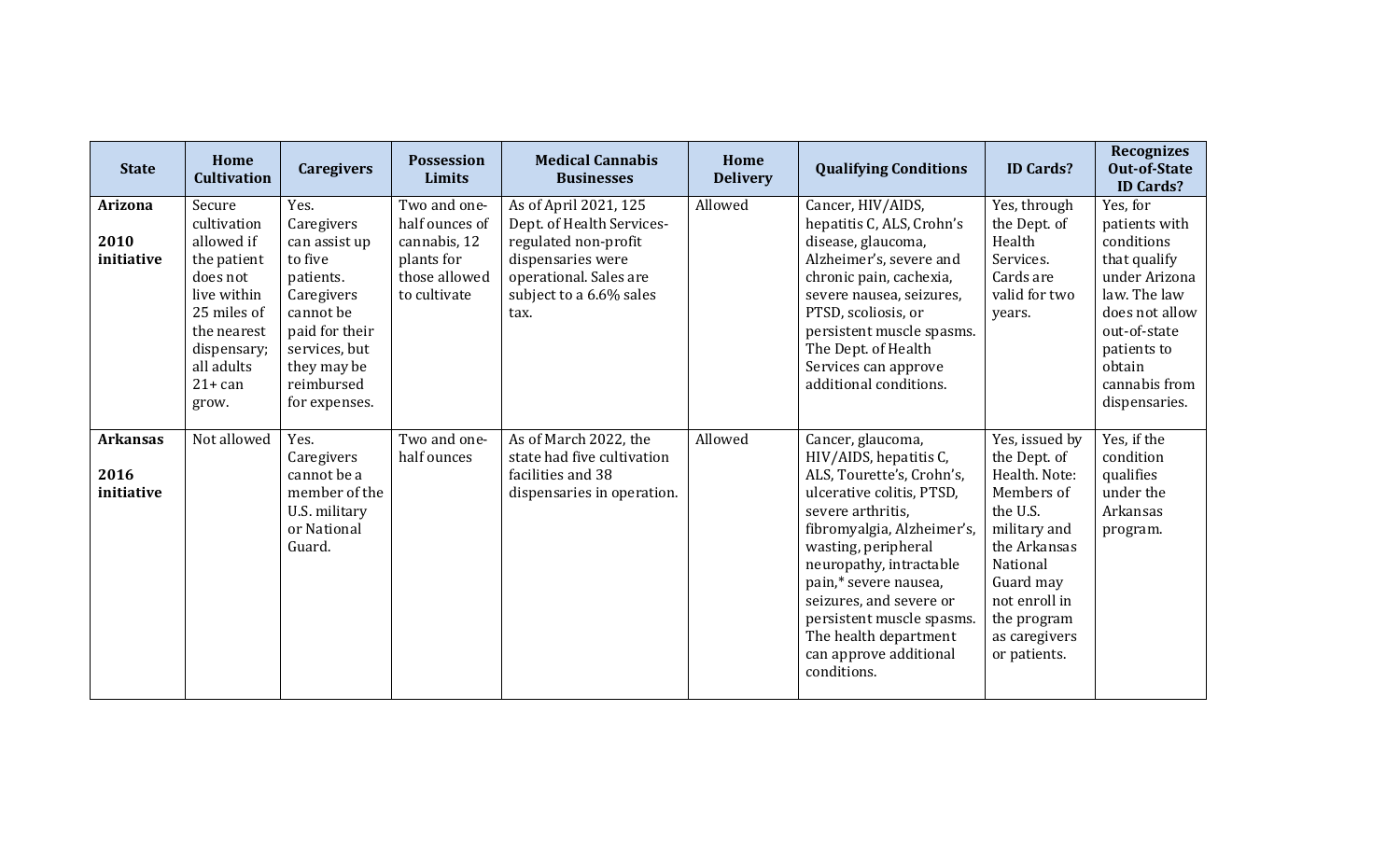| State | Home Cultivation | Caregivers | Possession Limits | Medical Cannabis Businesses | Home Delivery | Qualifying Conditions | ID Cards? | Recognizes Out-of-State ID Cards? |
|---|---|---|---|---|---|---|---|---|
| **Arizona** <br><br> **2010 initiative** | Secure cultivation allowed if the patient does not live within 25 miles of the nearest dispensary; all adults 21+ can grow. | Yes. Caregivers can assist up to five patients. Caregivers cannot be paid for their services, but they may be reimbursed for expenses. | Two and one-half ounces of cannabis, 12 plants for those allowed to cultivate | As of April 2021, 125 Dept. of Health Services-regulated non-profit dispensaries were operational. Sales are subject to a 6.6% sales tax. | Allowed | Cancer, HIV/AIDS, hepatitis C, ALS, Crohn's disease, glaucoma, Alzheimer's, severe and chronic pain, cachexia, severe nausea, seizures, PTSD, scoliosis, or persistent muscle spasms. The Dept. of Health Services can approve additional conditions. | Yes, through the Dept. of Health Services. Cards are valid for two years. | Yes, for patients with conditions that qualify under Arizona law. The law does not allow out-of-state patients to obtain cannabis from dispensaries. |
| **Arkansas** <br><br> **2016 initiative** | Not allowed | Yes. Caregivers cannot be a member of the U.S. military or National Guard. | Two and one-half ounces | As of March 2022, the state had five cultivation facilities and 38 dispensaries in operation. | Allowed | Cancer, glaucoma, HIV/AIDS, hepatitis C, ALS, Tourette's, Crohn's, ulcerative colitis, PTSD, severe arthritis, fibromyalgia, Alzheimer's, wasting, peripheral neuropathy, intractable pain,* severe nausea, seizures, and severe or persistent muscle spasms. The health department can approve additional conditions. | Yes, issued by the Dept. of Health. Note: Members of the U.S. military and the Arkansas National Guard may not enroll in the program as caregivers or patients. | Yes, if the condition qualifies under the Arkansas program. |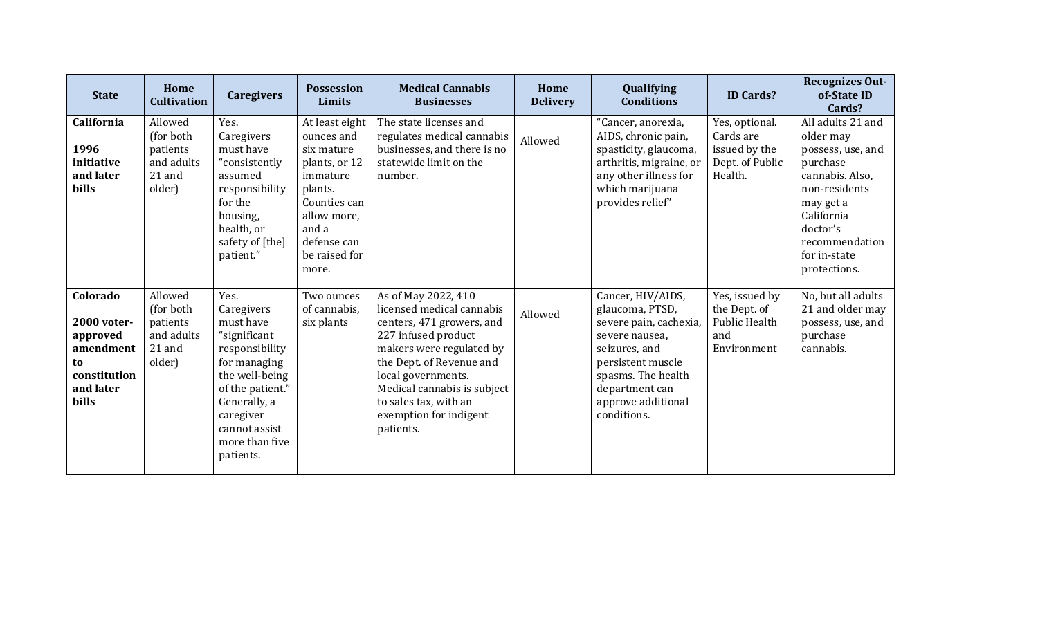| State | Home Cultivation | Caregivers | Possession Limits | Medical Cannabis Businesses | Home Delivery | Qualifying Conditions | ID Cards? | Recognizes Out-of-State ID Cards? |
|---|---|---|---|---|---|---|---|---|
| **California** **1996 initiative and later bills** | Allowed (for both patients and adults 21 and older) | Yes. Caregivers must have "consistently assumed responsibility for the housing, health, or safety of [the] patient." | At least eight ounces and six mature plants, or 12 immature plants. Counties can allow more, and a defense can be raised for more. | The state licenses and regulates medical cannabis businesses, and there is no statewide limit on the number. | Allowed | "Cancer, anorexia, AIDS, chronic pain, spasticity, glaucoma, arthritis, migraine, or any other illness for which marijuana provides relief" | Yes, optional. Cards are issued by the Dept. of Public Health. | All adults 21 and older may possess, use, and purchase cannabis. Also, non-residents may get a California doctor's recommendation for in-state protections. |
| **Colorado** **2000 voter-approved amendment to constitution and later bills** | Allowed (for both patients and adults 21 and older) | Yes. Caregivers must have "significant responsibility for managing the well-being of the patient." Generally, a caregiver cannot assist more than five patients. | Two ounces of cannabis, six plants | As of May 2022, 410 licensed medical cannabis centers, 471 growers, and 227 infused product makers were regulated by the Dept. of Revenue and local governments. Medical cannabis is subject to sales tax, with an exemption for indigent patients. | Allowed | Cancer, HIV/AIDS, glaucoma, PTSD, severe pain, cachexia, severe nausea, seizures, and persistent muscle spasms. The health department can approve additional conditions. | Yes, issued by the Dept. of Public Health and Environment | No, but all adults 21 and older may possess, use, and purchase cannabis. |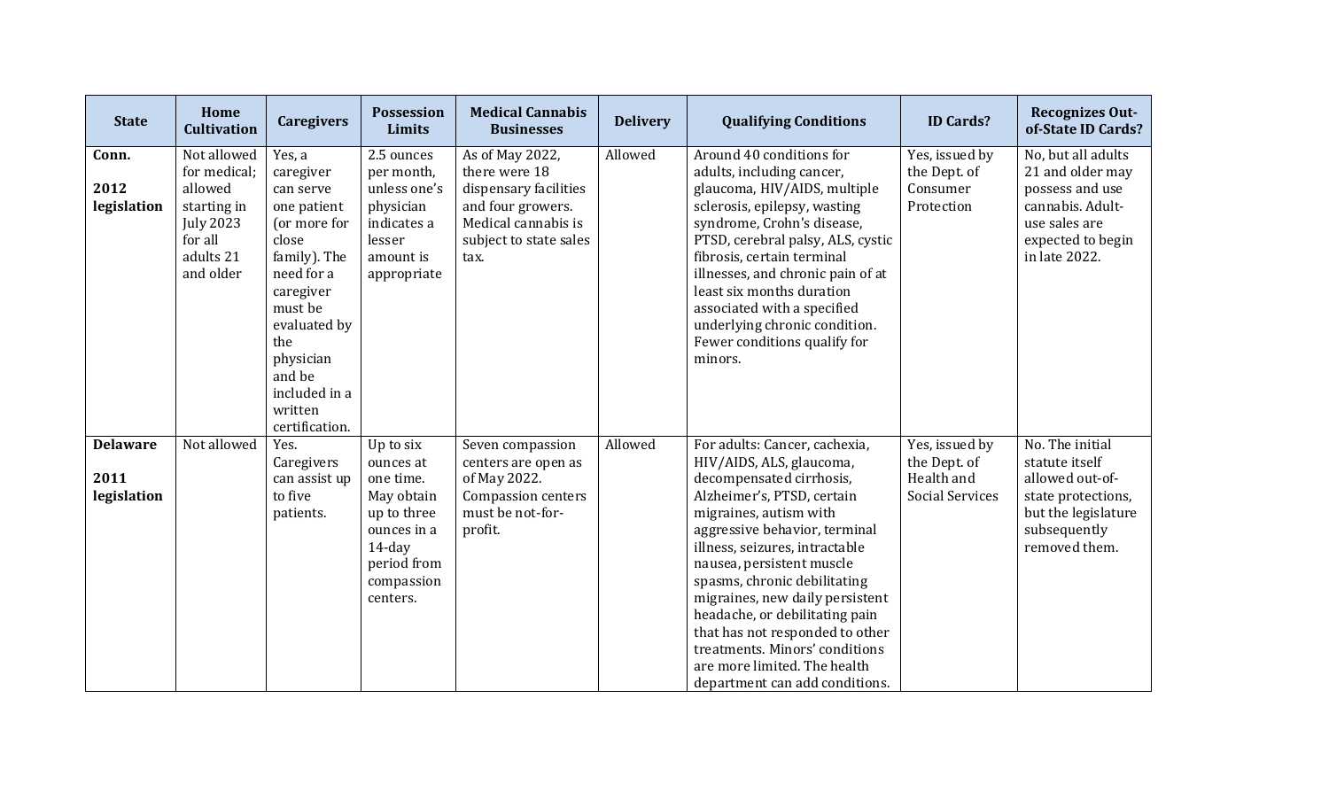| State | Home Cultivation | Caregivers | Possession Limits | Medical Cannabis Businesses | Delivery | Qualifying Conditions | ID Cards? | Recognizes Out-of-State ID Cards? |
|---|---|---|---|---|---|---|---|---|
| **Conn.** **2012 legislation** | Not allowed for medical; allowed starting in July 2023 for all adults 21 and older | Yes, a caregiver can serve one patient (or more for close family). The need for a caregiver must be evaluated by the physician and be included in a written certification. | 2.5 ounces per month, unless one's physician indicates a lesser amount is appropriate | As of May 2022, there were 18 dispensary facilities and four growers. Medical cannabis is subject to state sales tax. | Allowed | Around 40 conditions for adults, including cancer, glaucoma, HIV/AIDS, multiple sclerosis, epilepsy, wasting syndrome, Crohn's disease, PTSD, cerebral palsy, ALS, cystic fibrosis, certain terminal illnesses, and chronic pain of at least six months duration associated with a specified underlying chronic condition. Fewer conditions qualify for minors. | Yes, issued by the Dept. of Consumer Protection | No, but all adults 21 and older may possess and use cannabis. Adult-use sales are expected to begin in late 2022. |
| **Delaware** **2011 legislation** | Not allowed | Yes. Caregivers can assist up to five patients. | Up to six ounces at one time. May obtain up to three ounces in a 14-day period from compassion centers. | Seven compassion centers are open as of May 2022. Compassion centers must be not-for-profit. | Allowed | For adults: Cancer, cachexia, HIV/AIDS, ALS, glaucoma, decompensated cirrhosis, Alzheimer's, PTSD, certain migraines, autism with aggressive behavior, terminal illness, seizures, intractable nausea, persistent muscle spasms, chronic debilitating migraines, new daily persistent headache, or debilitating pain that has not responded to other treatments. Minors' conditions are more limited. The health department can add conditions. | Yes, issued by the Dept. of Health and Social Services | No. The initial statute itself allowed out-of-state protections, but the legislature subsequently removed them. |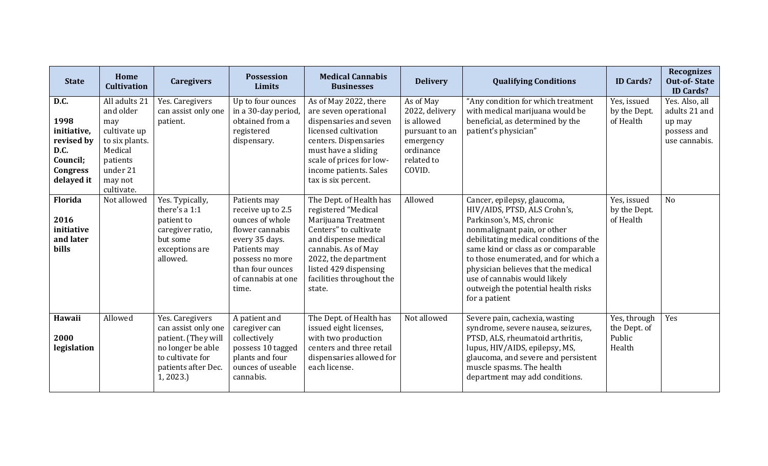| State | Home Cultivation | Caregivers | Possession Limits | Medical Cannabis Businesses | Delivery | Qualifying Conditions | ID Cards? | Recognizes Out-of- State ID Cards? |
|---|---|---|---|---|---|---|---|---|
| **D.C.**<br><br>**1998 initiative, revised by D.C. Council; Congress delayed it** | All adults 21 and older may cultivate up to six plants. Medical patients under 21 may not cultivate. | Yes. Caregivers can assist only one patient. | Up to four ounces in a 30-day period, obtained from a registered dispensary. | As of May 2022, there are seven operational dispensaries and seven licensed cultivation centers. Dispensaries must have a sliding scale of prices for low-income patients. Sales tax is six percent. | As of May 2022, delivery is allowed pursuant to an emergency ordinance related to COVID. | "Any condition for which treatment with medical marijuana would be beneficial, as determined by the patient's physician" | Yes, issued by the Dept. of Health | Yes. Also, all adults 21 and up may possess and use cannabis. |
| **Florida**<br><br>**2016 initiative and later bills** | Not allowed | Yes. Typically, there's a 1:1 patient to caregiver ratio, but some exceptions are allowed. | Patients may receive up to 2.5 ounces of whole flower cannabis every 35 days. Patients may possess no more than four ounces of cannabis at one time. | The Dept. of Health has registered "Medical Marijuana Treatment Centers" to cultivate and dispense medical cannabis. As of May 2022, the department listed 429 dispensing facilities throughout the state. | Allowed | Cancer, epilepsy, glaucoma, HIV/AIDS, PTSD, ALS Crohn's, Parkinson's, MS, chronic nonmalignant pain, or other debilitating medical conditions of the same kind or class as or comparable to those enumerated, and for which a physician believes that the medical use of cannabis would likely outweigh the potential health risks for a patient | Yes, issued by the Dept. of Health | No |
| **Hawaii**<br><br>**2000 legislation** | Allowed | Yes. Caregivers can assist only one patient. (They will no longer be able to cultivate for patients after Dec. 1, 2023.) | A patient and caregiver can collectively possess 10 tagged plants and four ounces of useable cannabis. | The Dept. of Health has issued eight licenses, with two production centers and three retail dispensaries allowed for each license. | Not allowed | Severe pain, cachexia, wasting syndrome, severe nausea, seizures, PTSD, ALS, rheumatoid arthritis, lupus, HIV/AIDS, epilepsy, MS, glaucoma, and severe and persistent muscle spasms. The health department may add conditions. | Yes, through the Dept. of Public Health | Yes |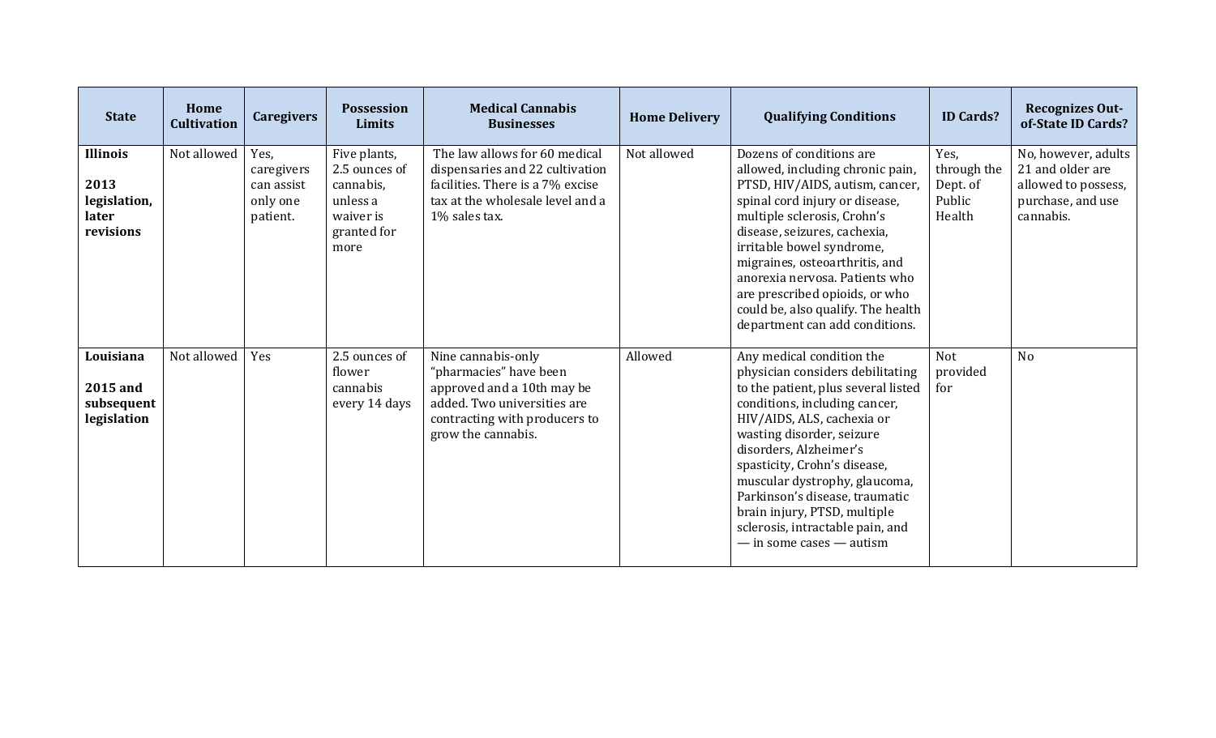| State | Home Cultivation | Caregivers | Possession Limits | Medical Cannabis Businesses | Home Delivery | Qualifying Conditions | ID Cards? | Recognizes Out-of-State ID Cards? |
|---|---|---|---|---|---|---|---|---|
| **Illinois** **2013 legislation, later revisions** | Not allowed | Yes, caregivers can assist only one patient. | Five plants, 2.5 ounces of cannabis, unless a waiver is granted for more | The law allows for 60 medical dispensaries and 22 cultivation facilities. There is a 7% excise tax at the wholesale level and a 1% sales tax. | Not allowed | Dozens of conditions are allowed, including chronic pain, PTSD, HIV/AIDS, autism, cancer, spinal cord injury or disease, multiple sclerosis, Crohn's disease, seizures, cachexia, irritable bowel syndrome, migraines, osteoarthritis, and anorexia nervosa. Patients who are prescribed opioids, or who could be, also qualify. The health department can add conditions. | Yes, through the Dept. of Public Health | No, however, adults 21 and older are allowed to possess, purchase, and use cannabis. |
| **Louisiana** **2015 and subsequent legislation** | Not allowed | Yes | 2.5 ounces of flower cannabis every 14 days | Nine cannabis-only "pharmacies" have been approved and a 10th may be added. Two universities are contracting with producers to grow the cannabis. | Allowed | Any medical condition the physician considers debilitating to the patient, plus several listed conditions, including cancer, HIV/AIDS, ALS, cachexia or wasting disorder, seizure disorders, Alzheimer's spasticity, Crohn's disease, muscular dystrophy, glaucoma, Parkinson's disease, traumatic brain injury, PTSD, multiple sclerosis, intractable pain, and — in some cases — autism | Not provided for | No |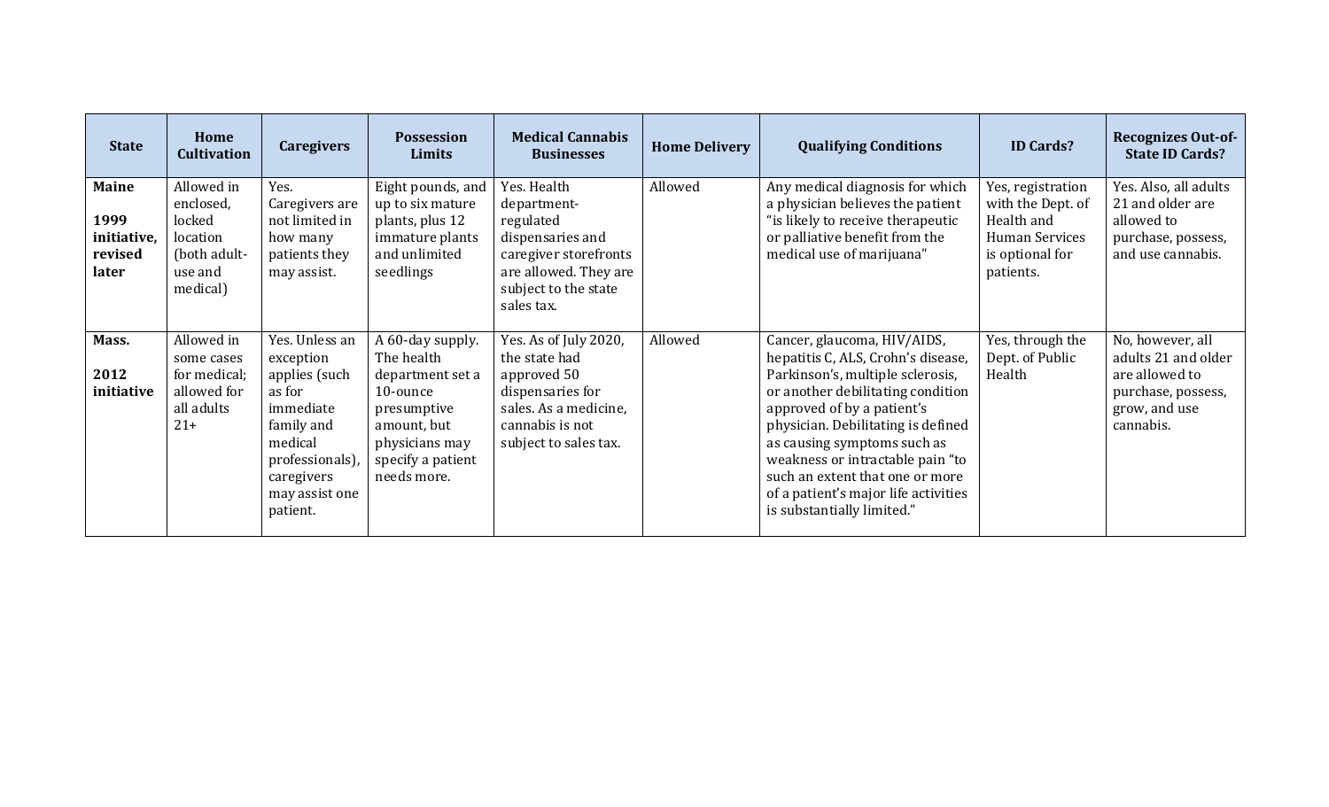| State | Home Cultivation | Caregivers | Possession Limits | Medical Cannabis Businesses | Home Delivery | Qualifying Conditions | ID Cards? | Recognizes Out-of-State ID Cards? |
|---|---|---|---|---|---|---|---|---|
| **Maine**<br><br>**1999 initiative, revised later** | Allowed in enclosed, locked location (both adult-use and medical) | Yes. Caregivers are not limited in how many patients they may assist. | Eight pounds, and up to six mature plants, plus 12 immature plants and unlimited seedlings | Yes. Health department-regulated dispensaries and caregiver storefronts are allowed. They are subject to the state sales tax. | Allowed | Any medical diagnosis for which a physician believes the patient "is likely to receive therapeutic or palliative benefit from the medical use of marijuana" | Yes, registration with the Dept. of Health and Human Services is optional for patients. | Yes. Also, all adults 21 and older are allowed to purchase, possess, and use cannabis. |
| **Mass.**<br><br>**2012 initiative** | Allowed in some cases for medical; allowed for all adults 21+ | Yes. Unless an exception applies (such as for immediate family and medical professionals), caregivers may assist one patient. | A 60-day supply. The health department set a 10-ounce presumptive amount, but physicians may specify a patient needs more. | Yes. As of July 2020, the state had approved 50 dispensaries for sales. As a medicine, cannabis is not subject to sales tax. | Allowed | Cancer, glaucoma, HIV/AIDS, hepatitis C, ALS, Crohn's disease, Parkinson's, multiple sclerosis, or another debilitating condition approved of by a patient's physician. Debilitating is defined as causing symptoms such as weakness or intractable pain "to such an extent that one or more of a patient's major life activities is substantially limited." | Yes, through the Dept. of Public Health | No, however, all adults 21 and older are allowed to purchase, possess, grow, and use cannabis. |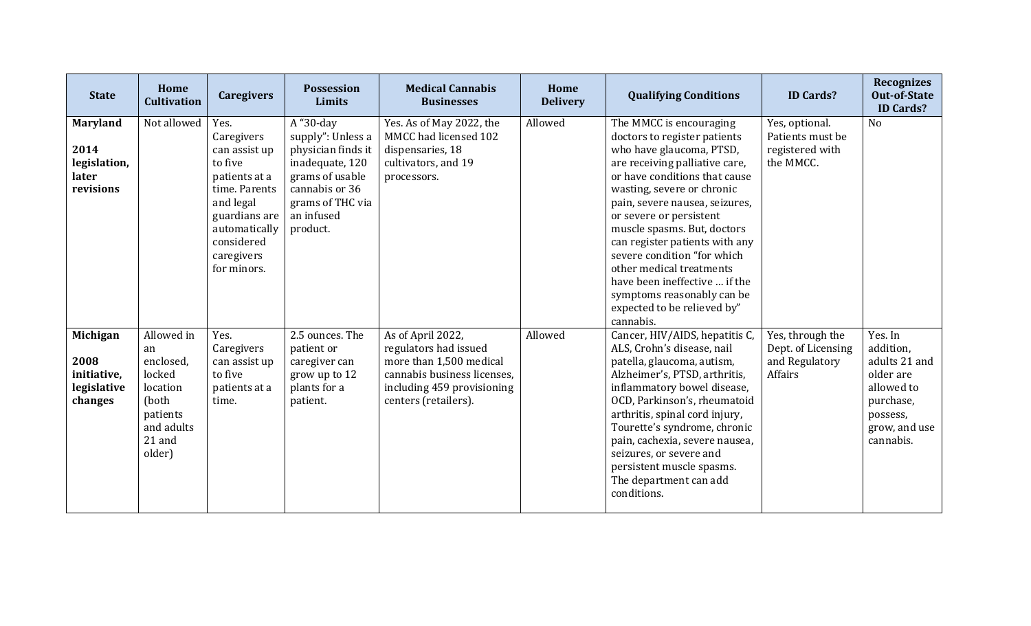| State | Home Cultivation | Caregivers | Possession Limits | Medical Cannabis Businesses | Home Delivery | Qualifying Conditions | ID Cards? | Recognizes Out-of-State ID Cards? |
|---|---|---|---|---|---|---|---|---|
| **Maryland**<br><br>**2014 legislation, later revisions** | Not allowed | Yes. Caregivers can assist up to five patients at a time. Parents and legal guardians are automatically considered caregivers for minors. | A "30-day supply": Unless a physician finds it inadequate, 120 grams of usable cannabis or 36 grams of THC via an infused product. | Yes. As of May 2022, the MMCC had licensed 102 dispensaries, 18 cultivators, and 19 processors. | Allowed | The MMCC is encouraging doctors to register patients who have glaucoma, PTSD, are receiving palliative care, or have conditions that cause wasting, severe or chronic pain, severe nausea, seizures, or severe or persistent muscle spasms. But, doctors can register patients with any severe condition "for which other medical treatments have been ineffective … if the symptoms reasonably can be expected to be relieved by" cannabis. | Yes, optional. Patients must be registered with the MMCC. | No |
| **Michigan**<br><br>**2008 initiative, legislative changes** | Allowed in an enclosed, locked location (both patients and adults 21 and older) | Yes. Caregivers can assist up to five patients at a time. | 2.5 ounces. The patient or caregiver can grow up to 12 plants for a patient. | As of April 2022, regulators had issued more than 1,500 medical cannabis business licenses, including 459 provisioning centers (retailers). | Allowed | Cancer, HIV/AIDS, hepatitis C, ALS, Crohn's disease, nail patella, glaucoma, autism, Alzheimer's, PTSD, arthritis, inflammatory bowel disease, OCD, Parkinson's, rheumatoid arthritis, spinal cord injury, Tourette's syndrome, chronic pain, cachexia, severe nausea, seizures, or severe and persistent muscle spasms. The department can add conditions. | Yes, through the Dept. of Licensing and Regulatory Affairs | Yes. In addition, adults 21 and older are allowed to purchase, possess, grow, and use cannabis. |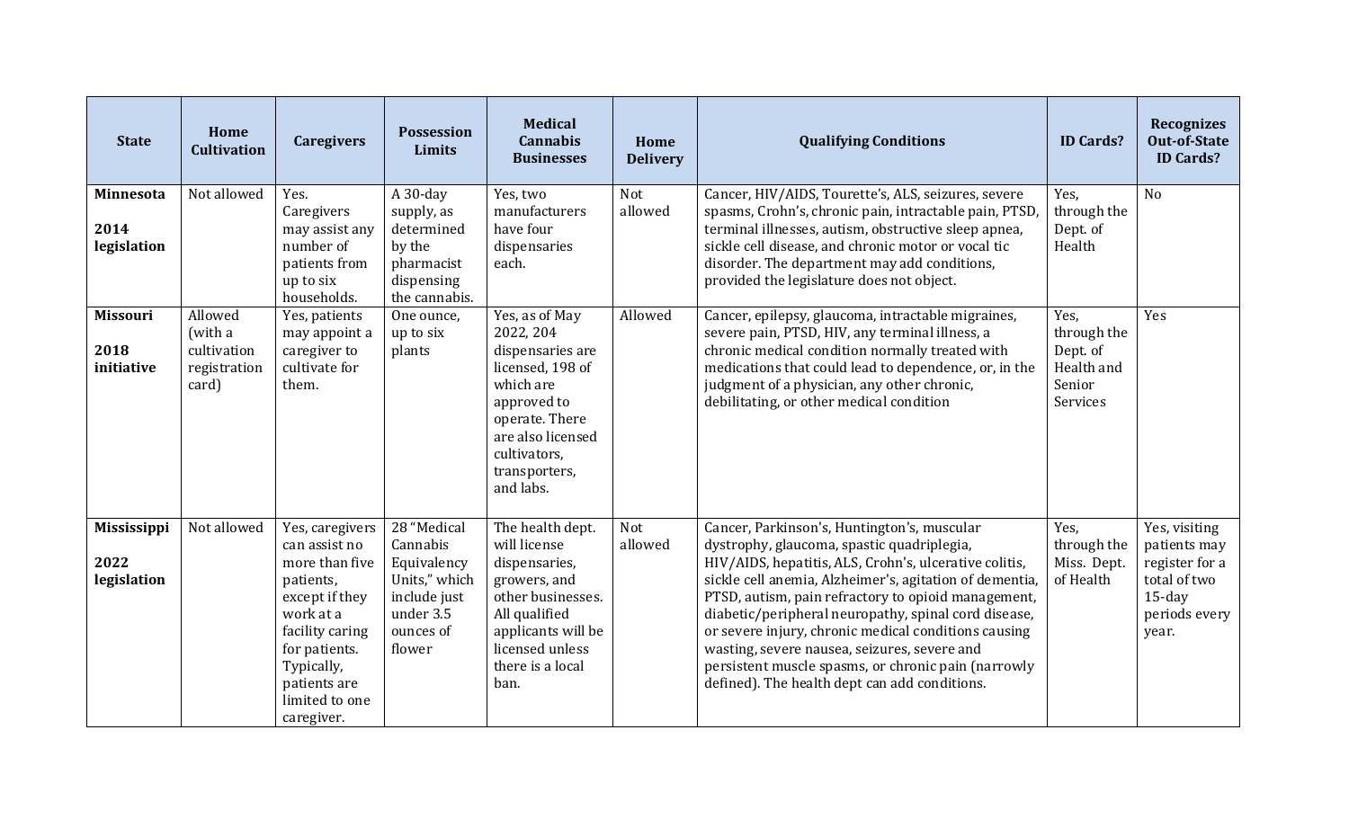| State | Home Cultivation | Caregivers | Possession Limits | Medical Cannabis Businesses | Home Delivery | Qualifying Conditions | ID Cards? | Recognizes Out-of-State ID Cards? |
|---|---|---|---|---|---|---|---|---|
| **Minnesota**<br><br>**2014 legislation** | Not allowed | Yes. Caregivers may assist any number of patients from up to six households. | A 30-day supply, as determined by the pharmacist dispensing the cannabis. | Yes, two manufacturers have four dispensaries each. | Not allowed | Cancer, HIV/AIDS, Tourette's, ALS, seizures, severe spasms, Crohn's, chronic pain, intractable pain, PTSD, terminal illnesses, autism, obstructive sleep apnea, sickle cell disease, and chronic motor or vocal tic disorder. The department may add conditions, provided the legislature does not object. | Yes, through the Dept. of Health | No |
| **Missouri**<br><br>**2018 initiative** | Allowed (with a cultivation registration card) | Yes, patients may appoint a caregiver to cultivate for them. | One ounce, up to six plants | Yes, as of May 2022, 204 dispensaries are licensed, 198 of which are approved to operate. There are also licensed cultivators, transporters, and labs. | Allowed | Cancer, epilepsy, glaucoma, intractable migraines, severe pain, PTSD, HIV, any terminal illness, a chronic medical condition normally treated with medications that could lead to dependence, or, in the judgment of a physician, any other chronic, debilitating, or other medical condition | Yes, through the Dept. of Health and Senior Services | Yes |
| **Mississippi**<br><br>**2022 legislation** | Not allowed | Yes, caregivers can assist no more than five patients, except if they work at a facility caring for patients. Typically, patients are limited to one caregiver. | 28 "Medical Cannabis Equivalency Units," which include just under 3.5 ounces of flower | The health dept. will license dispensaries, growers, and other businesses. All qualified applicants will be licensed unless there is a local ban. | Not allowed | Cancer, Parkinson's, Huntington's, muscular dystrophy, glaucoma, spastic quadriplegia, HIV/AIDS, hepatitis, ALS, Crohn's, ulcerative colitis, sickle cell anemia, Alzheimer's, agitation of dementia, PTSD, autism, pain refractory to opioid management, diabetic/peripheral neuropathy, spinal cord disease, or severe injury, chronic medical conditions causing wasting, severe nausea, seizures, severe and persistent muscle spasms, or chronic pain (narrowly defined). The health dept can add conditions. | Yes, through the Miss. Dept. of Health | Yes, visiting patients may register for a total of two 15-day periods every year. |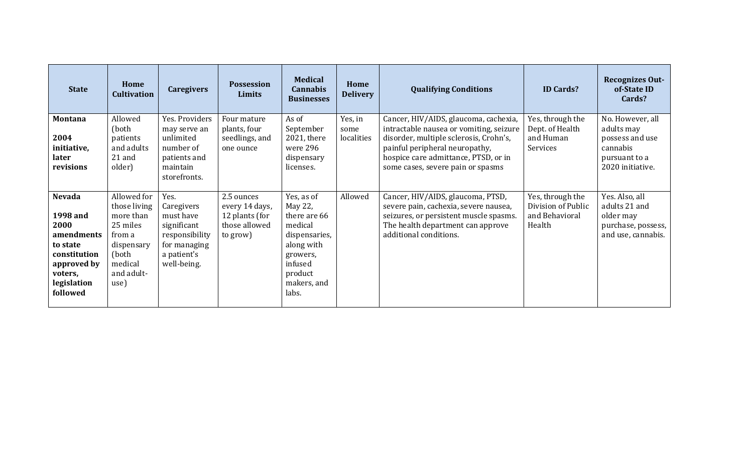| State | Home Cultivation | Caregivers | Possession Limits | Medical Cannabis Businesses | Home Delivery | Qualifying Conditions | ID Cards? | Recognizes Out-of-State ID Cards? |
|---|---|---|---|---|---|---|---|---|
| **Montana**<br><br>**2004 initiative, later revisions** | Allowed (both patients and adults 21 and older) | Yes. Providers may serve an unlimited number of patients and maintain storefronts. | Four mature plants, four seedlings, and one ounce | As of September 2021, there were 296 dispensary licenses. | Yes, in some localities | Cancer, HIV/AIDS, glaucoma, cachexia, intractable nausea or vomiting, seizure disorder, multiple sclerosis, Crohn's, painful peripheral neuropathy, hospice care admittance, PTSD, or in some cases, severe pain or spasms | Yes, through the Dept. of Health and Human Services | No. However, all adults may possess and use cannabis pursuant to a 2020 initiative. |
| **Nevada**<br><br>**1998 and 2000 amendments to state constitution approved by voters, legislation followed** | Allowed for those living more than 25 miles from a dispensary (both medical and adult-use) | Yes. Caregivers must have significant responsibility for managing a patient's well-being. | 2.5 ounces every 14 days, 12 plants (for those allowed to grow) | Yes, as of May 22, there are 66 medical dispensaries, along with growers, infused product makers, and labs. | Allowed | Cancer, HIV/AIDS, glaucoma, PTSD, severe pain, cachexia, severe nausea, seizures, or persistent muscle spasms. The health department can approve additional conditions. | Yes, through the Division of Public and Behavioral Health | Yes. Also, all adults 21 and older may purchase, possess, and use, cannabis. |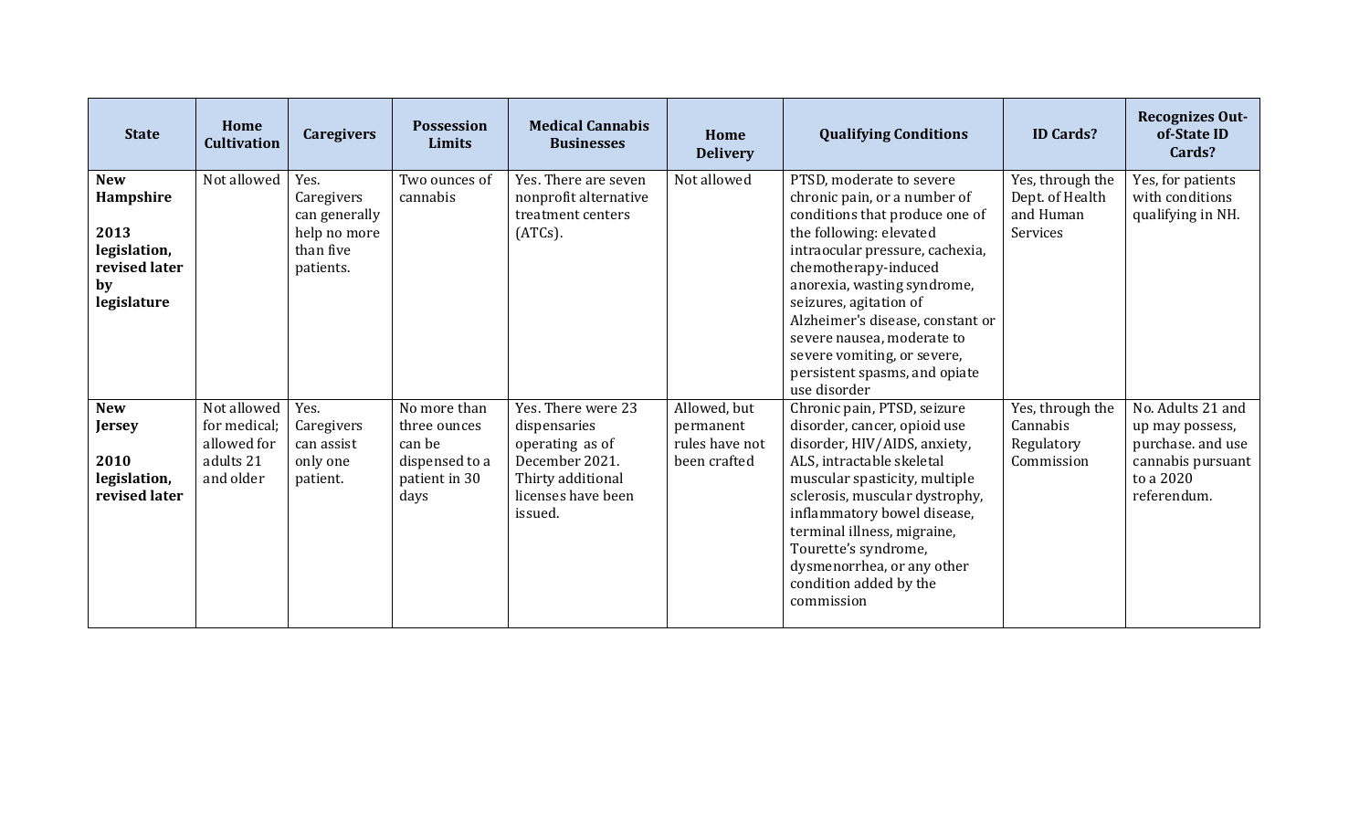| State | Home Cultivation | Caregivers | Possession Limits | Medical Cannabis Businesses | Home Delivery | Qualifying Conditions | ID Cards? | Recognizes Out-of-State ID Cards? |
|---|---|---|---|---|---|---|---|---|
| **New Hampshire**<br><br>**2013 legislation, revised later by legislature** | Not allowed | Yes. Caregivers can generally help no more than five patients. | Two ounces of cannabis | Yes. There are seven nonprofit alternative treatment centers (ATCs). | Not allowed | PTSD, moderate to severe chronic pain, or a number of conditions that produce one of the following: elevated intraocular pressure, cachexia, chemotherapy-induced anorexia, wasting syndrome, seizures, agitation of Alzheimer's disease, constant or severe nausea, moderate to severe vomiting, or severe, persistent spasms, and opiate use disorder | Yes, through the Dept. of Health and Human Services | Yes, for patients with conditions qualifying in NH. |
| **New Jersey**<br><br>**2010 legislation, revised later** | Not allowed for medical; allowed for adults 21 and older | Yes. Caregivers can assist only one patient. | No more than three ounces can be dispensed to a patient in 30 days | Yes. There were 23 dispensaries operating as of December 2021. Thirty additional licenses have been issued. | Allowed, but permanent rules have not been crafted | Chronic pain, PTSD, seizure disorder, cancer, opioid use disorder, HIV/AIDS, anxiety, ALS, intractable skeletal muscular spasticity, multiple sclerosis, muscular dystrophy, inflammatory bowel disease, terminal illness, migraine, Tourette's syndrome, dysmenorrhea, or any other condition added by the commission | Yes, through the Cannabis Regulatory Commission | No. Adults 21 and up may possess, purchase. and use cannabis pursuant to a 2020 referendum. |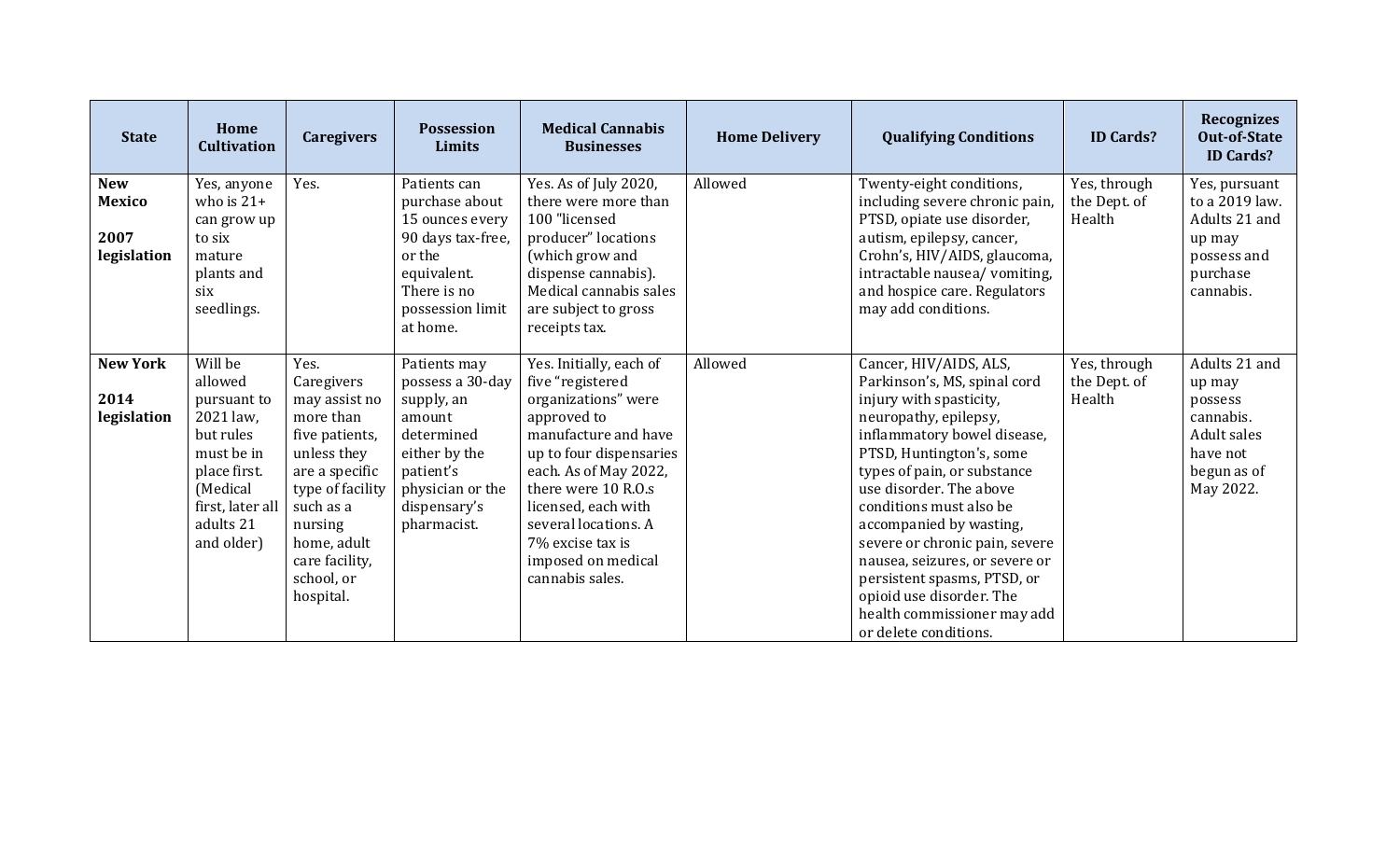| State | Home Cultivation | Caregivers | Possession Limits | Medical Cannabis Businesses | Home Delivery | Qualifying Conditions | ID Cards? | Recognizes Out-of-State ID Cards? |
|---|---|---|---|---|---|---|---|---|
| **New Mexico**<br><br>**2007 legislation** | Yes, anyone who is 21+ can grow up to six mature plants and six seedlings. | Yes. | Patients can purchase about 15 ounces every 90 days tax-free, or the equivalent. There is no possession limit at home. | Yes. As of July 2020, there were more than 100 "licensed producer" locations (which grow and dispense cannabis). Medical cannabis sales are subject to gross receipts tax. | Allowed | Twenty-eight conditions, including severe chronic pain, PTSD, opiate use disorder, autism, epilepsy, cancer, Crohn's, HIV/AIDS, glaucoma, intractable nausea/ vomiting, and hospice care. Regulators may add conditions. | Yes, through the Dept. of Health | Yes, pursuant to a 2019 law. Adults 21 and up may possess and purchase cannabis. |
| **New York**<br><br>**2014 legislation** | Will be allowed pursuant to 2021 law, but rules must be in place first. (Medical first, later all adults 21 and older) | Yes. Caregivers may assist no more than five patients, unless they are a specific type of facility such as a nursing home, adult care facility, school, or hospital. | Patients may possess a 30-day supply, an amount determined either by the patient's physician or the dispensary's pharmacist. | Yes. Initially, each of five "registered organizations" were approved to manufacture and have up to four dispensaries each. As of May 2022, there were 10 R.O.s licensed, each with several locations. A 7% excise tax is imposed on medical cannabis sales. | Allowed | Cancer, HIV/AIDS, ALS, Parkinson's, MS, spinal cord injury with spasticity, neuropathy, epilepsy, inflammatory bowel disease, PTSD, Huntington's, some types of pain, or substance use disorder. The above conditions must also be accompanied by wasting, severe or chronic pain, severe nausea, seizures, or severe or persistent spasms, PTSD, or opioid use disorder. The health commissioner may add or delete conditions. | Yes, through the Dept. of Health | Adults 21 and up may possess cannabis. Adult sales have not begun as of May 2022. |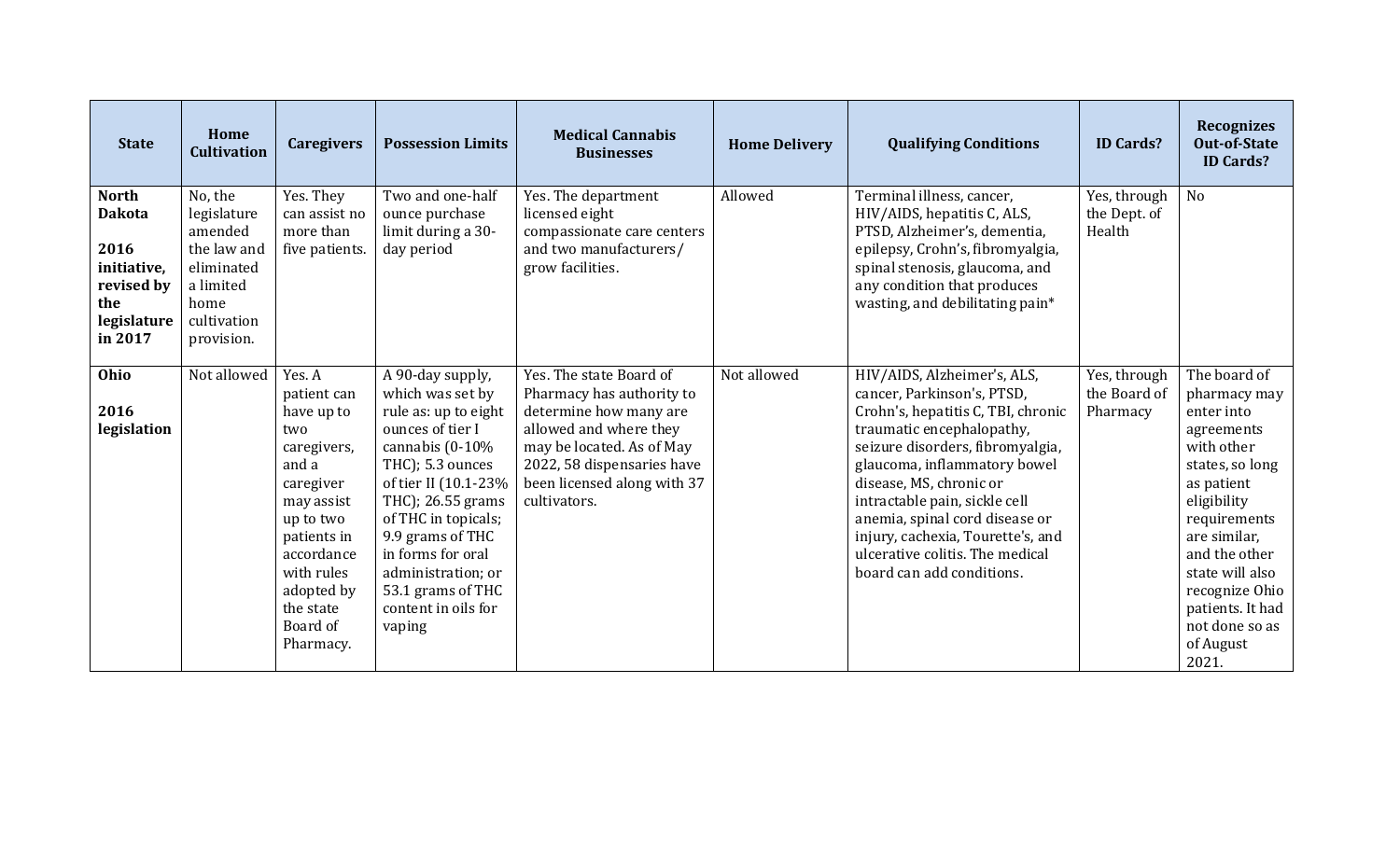| State | Home Cultivation | Caregivers | Possession Limits | Medical Cannabis Businesses | Home Delivery | Qualifying Conditions | ID Cards? | Recognizes Out-of-State ID Cards? |
|---|---|---|---|---|---|---|---|---|
| **North Dakota**<br><br>**2016 initiative, revised by the legislature in 2017** | No, the legislature amended the law and eliminated a limited home cultivation provision. | Yes. They can assist no more than five patients. | Two and one-half ounce purchase limit during a 30-day period | Yes. The department licensed eight compassionate care centers and two manufacturers/ grow facilities. | Allowed | Terminal illness, cancer, HIV/AIDS, hepatitis C, ALS, PTSD, Alzheimer's, dementia, epilepsy, Crohn's, fibromyalgia, spinal stenosis, glaucoma, and any condition that produces wasting, and debilitating pain* | Yes, through the Dept. of Health | No |
| **Ohio**<br><br>**2016 legislation** | Not allowed | Yes. A patient can have up to two caregivers, and a caregiver may assist up to two patients in accordance with rules adopted by the state Board of Pharmacy. | A 90-day supply, which was set by rule as: up to eight ounces of tier I cannabis (0-10% THC); 5.3 ounces of tier II (10.1-23% THC); 26.55 grams of THC in topicals; 9.9 grams of THC in forms for oral administration; or 53.1 grams of THC content in oils for vaping | Yes. The state Board of Pharmacy has authority to determine how many are allowed and where they may be located. As of May 2022, 58 dispensaries have been licensed along with 37 cultivators. | Not allowed | HIV/AIDS, Alzheimer's, ALS, cancer, Parkinson's, PTSD, Crohn's, hepatitis C, TBI, chronic traumatic encephalopathy, seizure disorders, fibromyalgia, glaucoma, inflammatory bowel disease, MS, chronic or intractable pain, sickle cell anemia, spinal cord disease or injury, cachexia, Tourette's, and ulcerative colitis. The medical board can add conditions. | Yes, through the Board of Pharmacy | The board of pharmacy may enter into agreements with other states, so long as patient eligibility requirements are similar, and the other state will also recognize Ohio patients. It had not done so as of August 2021. |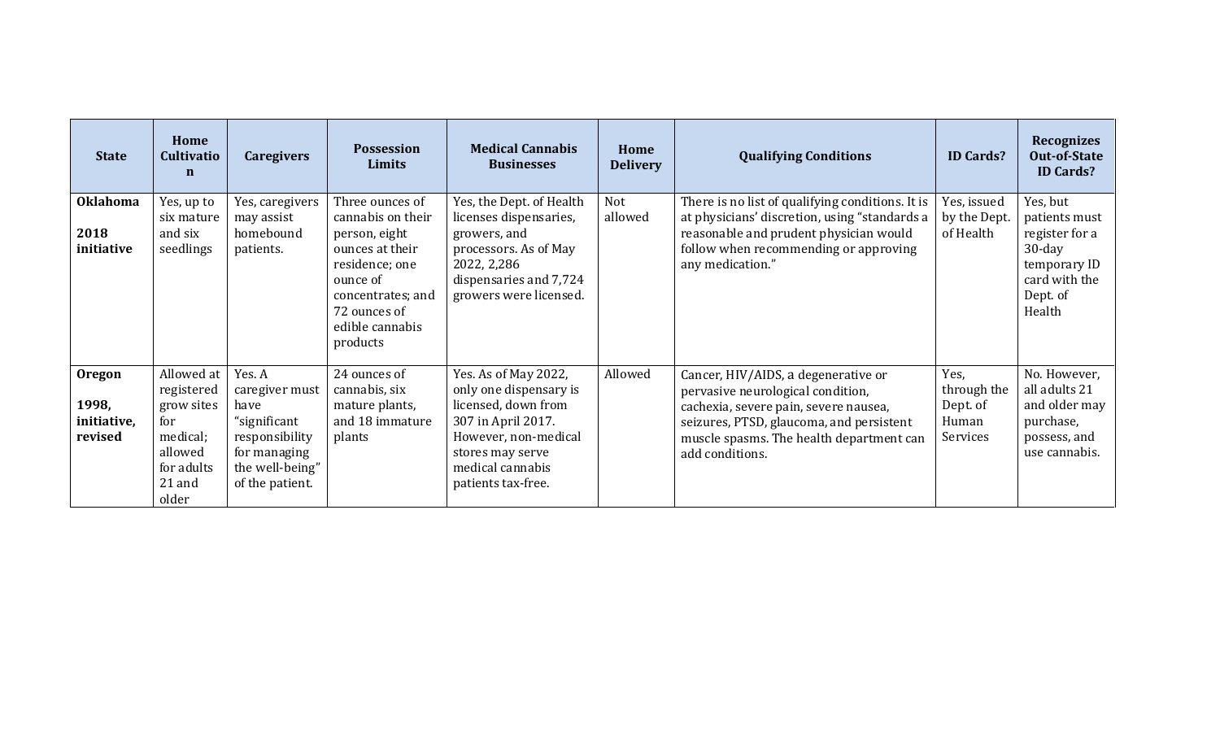| State | Home Cultivation | Caregivers | Possession Limits | Medical Cannabis Businesses | Home Delivery | Qualifying Conditions | ID Cards? | Recognizes Out-of-State ID Cards? |
|---|---|---|---|---|---|---|---|---|
| **Oklahoma** **2018 initiative** | Yes, up to six mature and six seedlings | Yes, caregivers may assist homebound patients. | Three ounces of cannabis on their person, eight ounces at their residence; one ounce of concentrates; and 72 ounces of edible cannabis products | Yes, the Dept. of Health licenses dispensaries, growers, and processors. As of May 2022, 2,286 dispensaries and 7,724 growers were licensed. | Not allowed | There is no list of qualifying conditions. It is at physicians' discretion, using "standards a reasonable and prudent physician would follow when recommending or approving any medication." | Yes, issued by the Dept. of Health | Yes, but patients must register for a 30-day temporary ID card with the Dept. of Health |
| **Oregon** **1998, initiative, revised** | Allowed at registered grow sites for medical; allowed for adults 21 and older | Yes. A caregiver must have "significant responsibility for managing the well-being" of the patient. | 24 ounces of cannabis, six mature plants, and 18 immature plants | Yes. As of May 2022, only one dispensary is licensed, down from 307 in April 2017. However, non-medical stores may serve medical cannabis patients tax-free. | Allowed | Cancer, HIV/AIDS, a degenerative or pervasive neurological condition, cachexia, severe pain, severe nausea, seizures, PTSD, glaucoma, and persistent muscle spasms. The health department can add conditions. | Yes, through the Dept. of Human Services | No. However, all adults 21 and older may purchase, possess, and use cannabis. |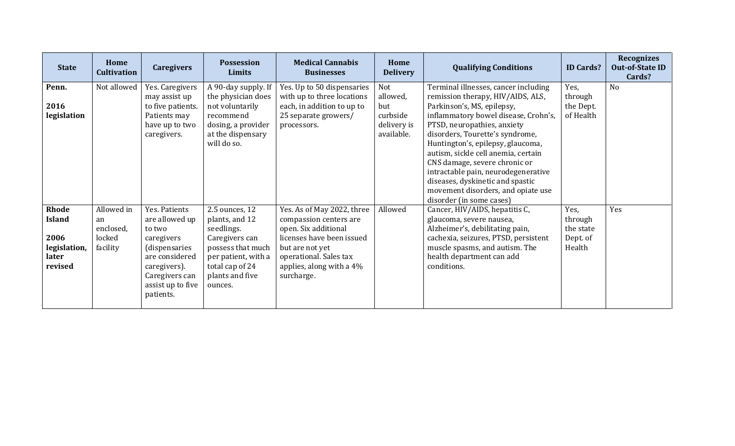| State | Home Cultivation | Caregivers | Possession Limits | Medical Cannabis Businesses | Home Delivery | Qualifying Conditions | ID Cards? | Recognizes Out-of-State ID Cards? |
|---|---|---|---|---|---|---|---|---|
| **Penn.**<br><br>**2016 legislation** | Not allowed | Yes. Caregivers may assist up to five patients. Patients may have up to two caregivers. | A 90-day supply. If the physician does not voluntarily recommend dosing, a provider at the dispensary will do so. | Yes. Up to 50 dispensaries with up to three locations each, in addition to up to 25 separate growers/ processors. | Not allowed, but curbside delivery is available. | Terminal illnesses, cancer including remission therapy, HIV/AIDS, ALS, Parkinson's, MS, epilepsy, inflammatory bowel disease, Crohn's, PTSD, neuropathies, anxiety disorders, Tourette's syndrome, Huntington's, epilepsy, glaucoma, autism, sickle cell anemia, certain CNS damage, severe chronic or intractable pain, neurodegenerative diseases, dyskinetic and spastic movement disorders, and opiate use disorder (in some cases) | Yes, through the Dept. of Health | No |
| **Rhode Island**<br><br>**2006 legislation, later revised** | Allowed in an enclosed, locked facility | Yes. Patients are allowed up to two caregivers (dispensaries are considered caregivers). Caregivers can assist up to five patients. | 2.5 ounces, 12 plants, and 12 seedlings. Caregivers can possess that much per patient, with a total cap of 24 plants and five ounces. | Yes. As of May 2022, three compassion centers are open. Six additional licenses have been issued but are not yet operational. Sales tax applies, along with a 4% surcharge. | Allowed | Cancer, HIV/AIDS, hepatitis C, glaucoma, severe nausea, Alzheimer's, debilitating pain, cachexia, seizures, PTSD, persistent muscle spasms, and autism. The health department can add conditions. | Yes, through the state Dept. of Health | Yes |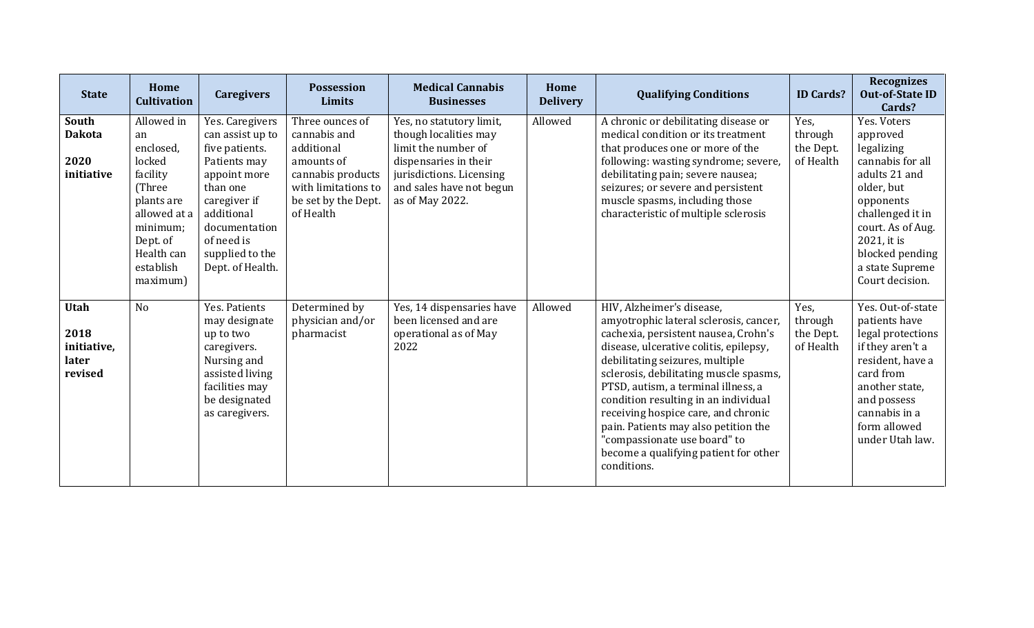| State | Home Cultivation | Caregivers | Possession Limits | Medical Cannabis Businesses | Home Delivery | Qualifying Conditions | ID Cards? | Recognizes Out-of-State ID Cards? |
|---|---|---|---|---|---|---|---|---|
| **South Dakota**<br><br>**2020 initiative** | Allowed in an enclosed, locked facility (Three plants are allowed at a minimum; Dept. of Health can establish maximum) | Yes. Caregivers can assist up to five patients. Patients may appoint more than one caregiver if additional documentation of need is supplied to the Dept. of Health. | Three ounces of cannabis and additional amounts of cannabis products with limitations to be set by the Dept. of Health | Yes, no statutory limit, though localities may limit the number of dispensaries in their jurisdictions. Licensing and sales have not begun as of May 2022. | Allowed | A chronic or debilitating disease or medical condition or its treatment that produces one or more of the following: wasting syndrome; severe, debilitating pain; severe nausea; seizures; or severe and persistent muscle spasms, including those characteristic of multiple sclerosis | Yes, through the Dept. of Health | Yes. Voters approved legalizing cannabis for all adults 21 and older, but opponents challenged it in court. As of Aug. 2021, it is blocked pending a state Supreme Court decision. |
| **Utah**<br><br>**2018 initiative, later revised** | No | Yes. Patients may designate up to two caregivers. Nursing and assisted living facilities may be designated as caregivers. | Determined by physician and/or pharmacist | Yes, 14 dispensaries have been licensed and are operational as of May 2022 | Allowed | HIV, Alzheimer's disease, amyotrophic lateral sclerosis, cancer, cachexia, persistent nausea, Crohn's disease, ulcerative colitis, epilepsy, debilitating seizures, multiple sclerosis, debilitating muscle spasms, PTSD, autism, a terminal illness, a condition resulting in an individual receiving hospice care, and chronic pain. Patients may also petition the "compassionate use board" to become a qualifying patient for other conditions. | Yes, through the Dept. of Health | Yes. Out-of-state patients have legal protections if they aren't a resident, have a card from another state, and possess cannabis in a form allowed under Utah law. |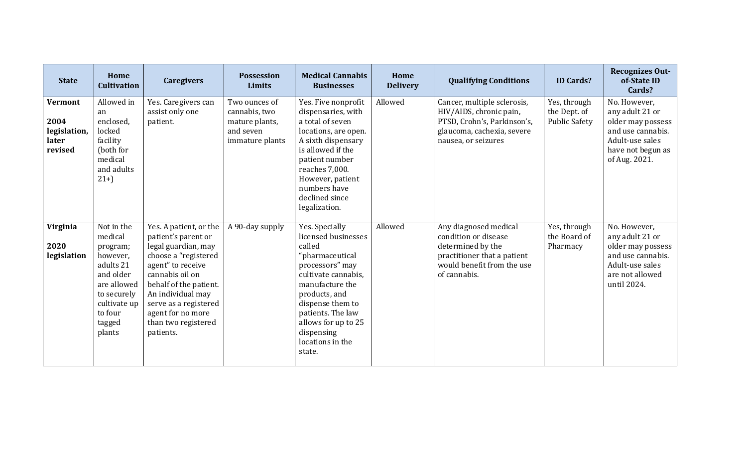| State | Home Cultivation | Caregivers | Possession Limits | Medical Cannabis Businesses | Home Delivery | Qualifying Conditions | ID Cards? | Recognizes Out-of-State ID Cards? |
|---|---|---|---|---|---|---|---|---|
| **Vermont**<br><br>**2004 legislation, later revised** | Allowed in an enclosed, locked facility (both for medical and adults 21+) | Yes. Caregivers can assist only one patient. | Two ounces of cannabis, two mature plants, and seven immature plants | Yes. Five nonprofit dispensaries, with a total of seven locations, are open. A sixth dispensary is allowed if the patient number reaches 7,000. However, patient numbers have declined since legalization. | Allowed | Cancer, multiple sclerosis, HIV/AIDS, chronic pain, PTSD, Crohn's, Parkinson's, glaucoma, cachexia, severe nausea, or seizures | Yes, through the Dept. of Public Safety | No. However, any adult 21 or older may possess and use cannabis. Adult-use sales have not begun as of Aug. 2021. |
| **Virginia**<br><br>**2020 legislation** | Not in the medical program; however, adults 21 and older are allowed to securely cultivate up to four tagged plants | Yes. A patient, or the patient's parent or legal guardian, may choose a "registered agent" to receive cannabis oil on behalf of the patient. An individual may serve as a registered agent for no more than two registered patients. | A 90-day supply | Yes. Specially licensed businesses called "pharmaceutical processors" may cultivate cannabis, manufacture the products, and dispense them to patients. The law allows for up to 25 dispensing locations in the state. | Allowed | Any diagnosed medical condition or disease determined by the practitioner that a patient would benefit from the use of cannabis. | Yes, through the Board of Pharmacy | No. However, any adult 21 or older may possess and use cannabis. Adult-use sales are not allowed until 2024. |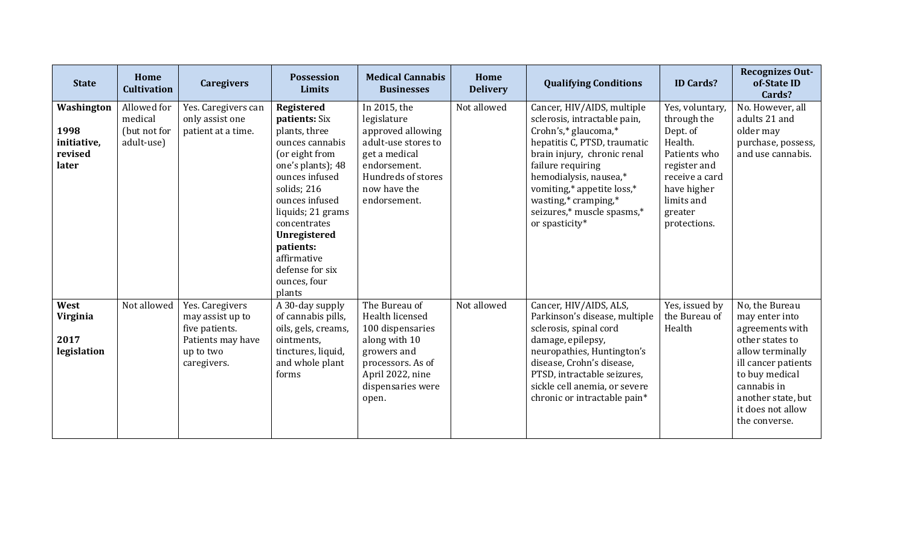| State | Home Cultivation | Caregivers | Possession Limits | Medical Cannabis Businesses | Home Delivery | Qualifying Conditions | ID Cards? | Recognizes Out-of-State ID Cards? |
|---|---|---|---|---|---|---|---|---|
| **Washington**<br><br>**1998 initiative, revised later** | Allowed for medical (but not for adult-use) | Yes. Caregivers can only assist one patient at a time. | **Registered patients:** Six plants, three ounces cannabis (or eight from one's plants); 48 ounces infused solids; 216 ounces infused liquids; 21 grams concentrates<br>**Unregistered patients:** affirmative defense for six ounces, four plants | In 2015, the legislature approved allowing adult-use stores to get a medical endorsement. Hundreds of stores now have the endorsement. | Not allowed | Cancer, HIV/AIDS, multiple sclerosis, intractable pain, Crohn's,* glaucoma,* hepatitis C, PTSD, traumatic brain injury, chronic renal failure requiring hemodialysis, nausea,* vomiting,* appetite loss,* wasting,* cramping,* seizures,* muscle spasms,* or spasticity* | Yes, voluntary, through the Dept. of Health. Patients who register and receive a card have higher limits and greater protections. | No. However, all adults 21 and older may purchase, possess, and use cannabis. |
| **West Virginia**<br><br>**2017 legislation** | Not allowed | Yes. Caregivers may assist up to five patients. Patients may have up to two caregivers. | A 30-day supply of cannabis pills, oils, gels, creams, ointments, tinctures, liquid, and whole plant forms | The Bureau of Health licensed 100 dispensaries along with 10 growers and processors. As of April 2022, nine dispensaries were open. | Not allowed | Cancer, HIV/AIDS, ALS, Parkinson's disease, multiple sclerosis, spinal cord damage, epilepsy, neuropathies, Huntington's disease, Crohn's disease, PTSD, intractable seizures, sickle cell anemia, or severe chronic or intractable pain* | Yes, issued by the Bureau of Health | No, the Bureau may enter into agreements with other states to allow terminally ill cancer patients to buy medical cannabis in another state, but it does not allow the converse. |